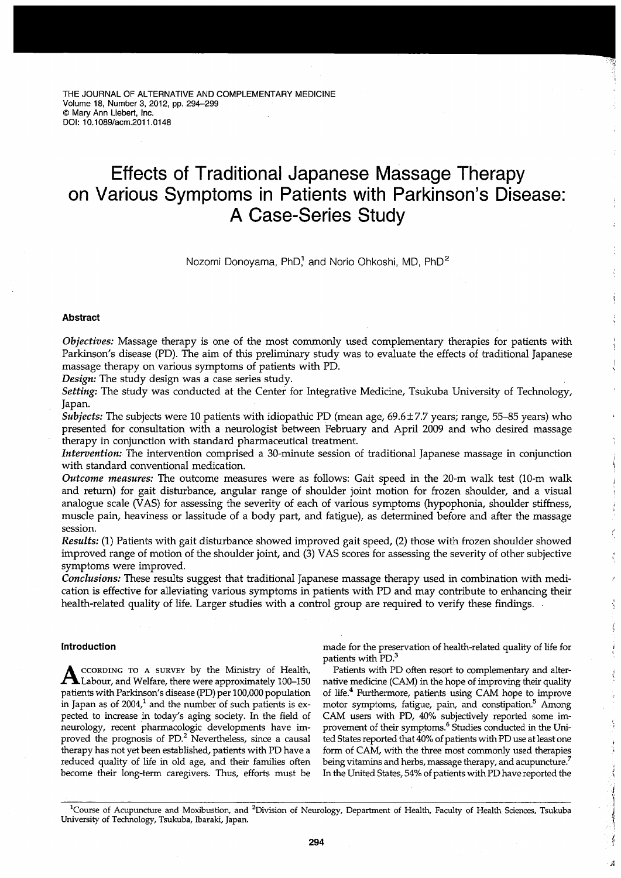# Effects of Traditional Japanese Massage Therapy on Various Symptoms in Patients with Parkinson's Disease: A Case-Series Study

Nozomi Donoyama, PhD[1] and Norio Ohkoshi, MD, PhD[2]

## Abstract

*Objectives:* Massage therapy is one of the most commonly used complementary therapies for patients with Parkinson's disease (PD). The aim of this preliminary study was to evaluate the effects of traditional Japanese massage therapy on various symptoms of patients with PD.

*Design:* The study design was a case series study.

*Setting:* The study was conducted at the Center for Integrative Medicine, Tsukuba University of Technology, Japan.

*Subjects:* The subjects were 10 patients with idiopathic PD (mean age, 69.6±7.7 years; range, 55–85 years) who presented for consultation with a neurologist between February and April 2009 and who desired massage therapy in conjunction with standard pharmaceutical treatment.

*Intervention:* The intervention comprised a 30-minute session of traditional Japanese massage in conjunction with standard conventional medication.

*Outcome measures:* The outcome measures were as follows: Gait speed in the 20-m walk test (10-m walk and return) for gait disturbance, angular range of shoulder joint motion for frozen shoulder, and a visual analogue scale (VAS) for assessing the severity of each of various symptoms (hypophonia, shoulder stiffness, muscle pain, heaviness or lassitude of a body part, and fatigue), as determined before and after the massage session.

*Results:* (1) Patients with gait disturbance showed improved gait speed, (2) those with frozen shoulder showed improved range of motion of the shoulder joint, and (3) VAS scores for assessing the severity of other subjective symptoms were improved.

*Conclusions:* These results suggest that traditional Japanese massage therapy used in combination with medication is effective for alleviating various symptoms in patients with PD and may contribute to enhancing their health-related quality of life. Larger studies with a control group are required to verify these findings.

## Introduction

According to a survey by the Ministry of Health, Labour, and Welfare, there were approximately 100–150 patients with Parkinson's disease (PD) per 100,000 population in Japan as of 2004,[1] and the number of such patients is expected to increase in today's aging society. In the field of neurology, recent pharmacologic developments have improved the prognosis of PD.[2] Nevertheless, since a causal therapy has not yet been established, patients with PD have a reduced quality of life in old age, and their families often become their long-term caregivers. Thus, efforts must be made for the preservation of health-related quality of life for patients with PD.[3]

Patients with PD often resort to complementary and alternative medicine (CAM) in the hope of improving their quality of life.[4] Furthermore, patients using CAM hope to improve motor symptoms, fatigue, pain, and constipation.[5] Among CAM users with PD, 40% subjectively reported some improvement of their symptoms.[6] Studies conducted in the United States reported that 40% of patients with PD use at least one form of CAM, with the three most commonly used therapies being vitamins and herbs, massage therapy, and acupuncture.[7] In the United States, 54% of patients with PD have reported the

[1]Course of Acupuncture and Moxibustion, and [2]Division of Neurology, Department of Health, Faculty of Health Sciences, Tsukuba University of Technology, Tsukuba, Ibaraki, Japan.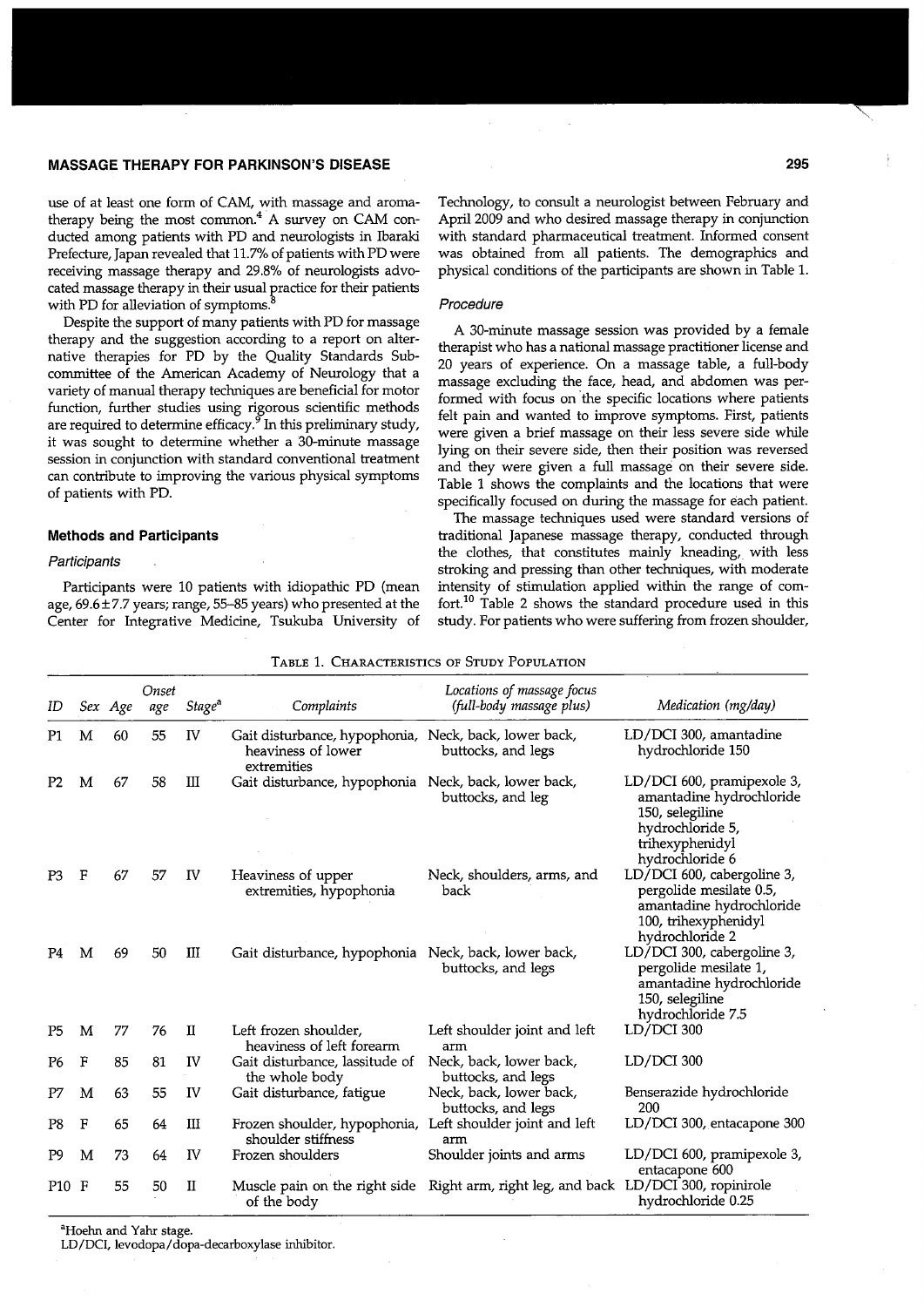use of at least one form of CAM, with massage and aromatherapy being the most common.[4] A survey on CAM conducted among patients with PD and neurologists in Ibaraki Prefecture, Japan revealed that 11.7% of patients with PD were receiving massage therapy and 29.8% of neurologists advocated massage therapy in their usual practice for their patients with PD for alleviation of symptoms.[8]

Despite the support of many patients with PD for massage therapy and the suggestion according to a report on alternative therapies for PD by the Quality Standards Subcommittee of the American Academy of Neurology that a variety of manual therapy techniques are beneficial for motor function, further studies using rigorous scientific methods are required to determine efficacy.[9] In this preliminary study, it was sought to determine whether a 30-minute massage session in conjunction with standard conventional treatment can contribute to improving the various physical symptoms of patients with PD.

## Methods and Participants

### *Participants*

Participants were 10 patients with idiopathic PD (mean age, 69.6±7.7 years; range, 55–85 years) who presented at the Center for Integrative Medicine, Tsukuba University of Technology, to consult a neurologist between February and April 2009 and who desired massage therapy in conjunction with standard pharmaceutical treatment. Informed consent was obtained from all patients. The demographics and physical conditions of the participants are shown in Table 1.

### *Procedure*

A 30-minute massage session was provided by a female therapist who has a national massage practitioner license and 20 years of experience. On a massage table, a full-body massage excluding the face, head, and abdomen was performed with focus on the specific locations where patients felt pain and wanted to improve symptoms. First, patients were given a brief massage on their less severe side while lying on their severe side, then their position was reversed and they were given a full massage on their severe side. Table 1 shows the complaints and the locations that were specifically focused on during the massage for each patient.

The massage techniques used were standard versions of traditional Japanese massage therapy, conducted through the clothes, that constitutes mainly kneading, with less stroking and pressing than other techniques, with moderate intensity of stimulation applied within the range of comfort.[10] Table 2 shows the standard procedure used in this study. For patients who were suffering from frozen shoulder,

TABLE 1. CHARACTERISTICS OF STUDY POPULATION

| ID | Sex | Age | Onset age | Stage[a] | Complaints | Locations of massage focus (full-body massage plus) | Medication (mg/day) |
|---|---|---|---|---|---|---|---|
| P1 | M | 60 | 55 | IV | Gait disturbance, hypophonia, heaviness of lower extremities | Neck, back, lower back, buttocks, and legs | LD/DCI 300, amantadine hydrochloride 150 |
| P2 | M | 67 | 58 | III | Gait disturbance, hypophonia | Neck, back, lower back, buttocks, and leg | LD/DCI 600, pramipexole 3, amantadine hydrochloride 150, selegiline hydrochloride 5, trihexyphenidyl hydrochloride 6 |
| P3 | F | 67 | 57 | IV | Heaviness of upper extremities, hypophonia | Neck, shoulders, arms, and back | LD/DCI 600, cabergoline 3, pergolide mesilate 0.5, amantadine hydrochloride 100, trihexyphenidyl hydrochloride 2 |
| P4 | M | 69 | 50 | III | Gait disturbance, hypophonia | Neck, back, lower back, buttocks, and legs | LD/DCI 300, cabergoline 3, pergolide mesilate 1, amantadine hydrochloride 150, selegiline hydrochloride 7.5 |
| P5 | M | 77 | 76 | II | Left frozen shoulder, heaviness of left forearm | Left shoulder joint and left arm | LD/DCI 300 |
| P6 | F | 85 | 81 | IV | Gait disturbance, lassitude of the whole body | Neck, back, lower back, buttocks, and legs | LD/DCI 300 |
| P7 | M | 63 | 55 | IV | Gait disturbance, fatigue | Neck, back, lower back, buttocks, and legs | Benserazide hydrochloride 200 |
| P8 | F | 65 | 64 | III | Frozen shoulder, hypophonia, shoulder stiffness | Left shoulder joint and left arm | LD/DCI 300, entacapone 300 |
| P9 | M | 73 | 64 | IV | Frozen shoulders | Shoulder joints and arms | LD/DCI 600, pramipexole 3, entacapone 600 |
| P10 | F | 55 | 50 | II | Muscle pain on the right side of the body | Right arm, right leg, and back | LD/DCI 300, ropinirole hydrochloride 0.25 |

[a]Hoehn and Yahr stage.
LD/DCI, levodopa/dopa-decarboxylase inhibitor.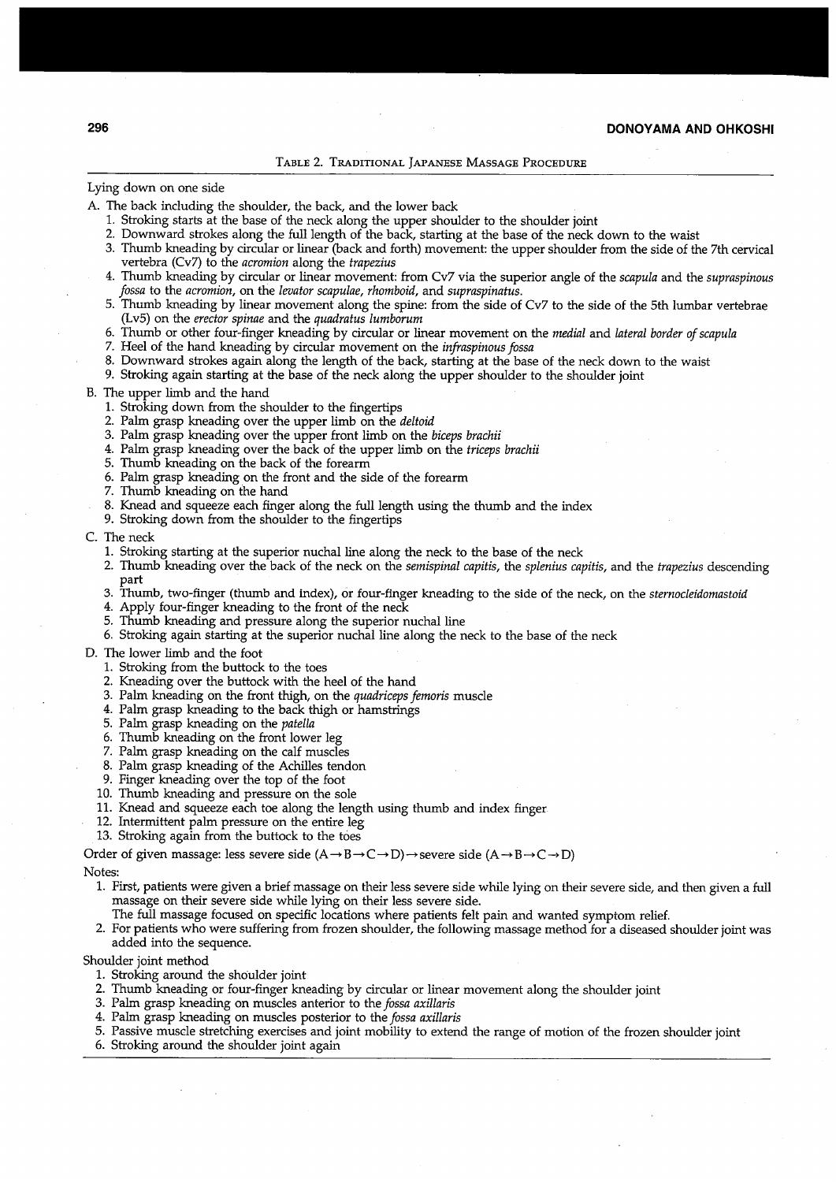Table 2. Traditional Japanese Massage Procedure

Lying down on one side

A. The back including the shoulder, the back, and the lower back
   1. Stroking starts at the base of the neck along the upper shoulder to the shoulder joint
   2. Downward strokes along the full length of the back, starting at the base of the neck down to the waist
   3. Thumb kneading by circular or linear (back and forth) movement: the upper shoulder from the side of the 7th cervical vertebra (Cv7) to the *acromion* along the *trapezius*
   4. Thumb kneading by circular or linear movement: from Cv7 via the superior angle of the *scapula* and the *supraspinous fossa* to the *acromion*, on the *levator scapulae*, *rhomboid*, and *supraspinatus*.
   5. Thumb kneading by linear movement along the spine: from the side of Cv7 to the side of the 5th lumbar vertebrae (Lv5) on the *erector spinae* and the *quadratus lumborum*
   6. Thumb or other four-finger kneading by circular or linear movement on the *medial* and *lateral border of scapula*
   7. Heel of the hand kneading by circular movement on the *infraspinous fossa*
   8. Downward strokes again along the length of the back, starting at the base of the neck down to the waist
   9. Stroking again starting at the base of the neck along the upper shoulder to the shoulder joint
B. The upper limb and the hand
   1. Stroking down from the shoulder to the fingertips
   2. Palm grasp kneading over the upper limb on the *deltoid*
   3. Palm grasp kneading over the upper front limb on the *biceps brachii*
   4. Palm grasp kneading over the back of the upper limb on the *triceps brachii*
   5. Thumb kneading on the back of the forearm
   6. Palm grasp kneading on the front and the side of the forearm
   7. Thumb kneading on the hand
   8. Knead and squeeze each finger along the full length using the thumb and the index
   9. Stroking down from the shoulder to the fingertips
C. The neck
   1. Stroking starting at the superior nuchal line along the neck to the base of the neck
   2. Thumb kneading over the back of the neck on the *semispinal capitis*, the *splenius capitis*, and the *trapezius* descending part
   3. Thumb, two-finger (thumb and index), or four-finger kneading to the side of the neck, on the *sternocleidomastoid*
   4. Apply four-finger kneading to the front of the neck
   5. Thumb kneading and pressure along the superior nuchal line
   6. Stroking again starting at the superior nuchal line along the neck to the base of the neck
D. The lower limb and the foot
   1. Stroking from the buttock to the toes
   2. Kneading over the buttock with the heel of the hand
   3. Palm kneading on the front thigh, on the *quadriceps femoris* muscle
   4. Palm grasp kneading to the back thigh or hamstrings
   5. Palm grasp kneading on the *patella*
   6. Thumb kneading on the front lower leg
   7. Palm grasp kneading on the calf muscles
   8. Palm grasp kneading of the Achilles tendon
   9. Finger kneading over the top of the foot
   10. Thumb kneading and pressure on the sole
   11. Knead and squeeze each toe along the length using thumb and index finger
   12. Intermittent palm pressure on the entire leg
   13. Stroking again from the buttock to the toes

Order of given massage: less severe side (A → B → C → D) → severe side (A → B → C → D)

Notes:

1. First, patients were given a brief massage on their less severe side while lying on their severe side, and then given a full massage on their severe side while lying on their less severe side.
   The full massage focused on specific locations where patients felt pain and wanted symptom relief.
2. For patients who were suffering from frozen shoulder, the following massage method for a diseased shoulder joint was added into the sequence.

Shoulder joint method

1. Stroking around the shoulder joint
2. Thumb kneading or four-finger kneading by circular or linear movement along the shoulder joint
3. Palm grasp kneading on muscles anterior to the *fossa axillaris*
4. Palm grasp kneading on muscles posterior to the *fossa axillaris*
5. Passive muscle stretching exercises and joint mobility to extend the range of motion of the frozen shoulder joint
6. Stroking around the shoulder joint again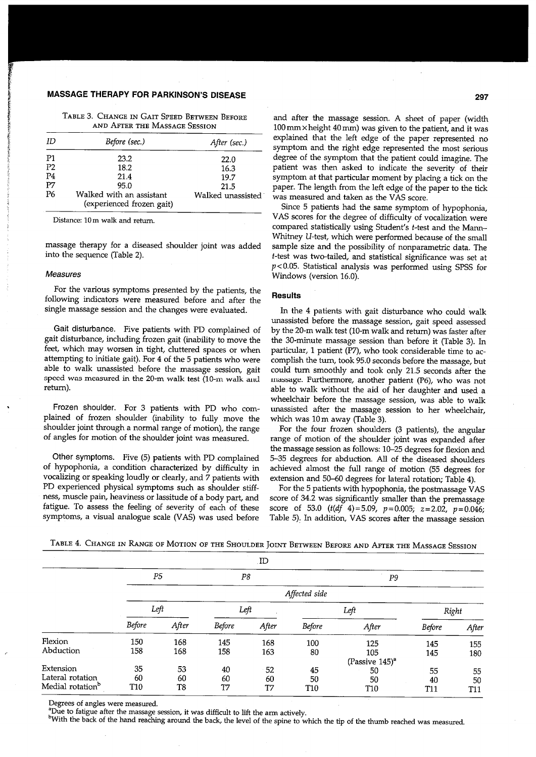TABLE 3. CHANGE IN GAIT SPEED BETWEEN BEFORE AND AFTER THE MASSAGE SESSION

| ID | Before (sec.) | After (sec.) |
|---|---|---|
| P1 | 23.2 | 22.0 |
| P2 | 18.2 | 16.3 |
| P4 | 21.4 | 19.7 |
| P7 | 95.0 | 21.5 |
| P6 | Walked with an assistant (experienced frozen gait) | Walked unassisted |

Distance: 10 m walk and return.

massage therapy for a diseased shoulder joint was added into the sequence (Table 2).

### Measures

For the various symptoms presented by the patients, the following indicators were measured before and after the single massage session and the changes were evaluated.

**Gait disturbance.** Five patients with PD complained of gait disturbance, including frozen gait (inability to move the feet, which may worsen in tight, cluttered spaces or when attempting to initiate gait). For 4 of the 5 patients who were able to walk unassisted before the massage session, gait speed was measured in the 20-m walk test (10-m walk and return).

**Frozen shoulder.** For 3 patients with PD who complained of frozen shoulder (inability to fully move the shoulder joint through a normal range of motion), the range of angles for motion of the shoulder joint was measured.

**Other symptoms.** Five (5) patients with PD complained of hypophonia, a condition characterized by difficulty in vocalizing or speaking loudly or clearly, and 7 patients with PD experienced physical symptoms such as shoulder stiffness, muscle pain, heaviness or lassitude of a body part, and fatigue. To assess the feeling of severity of each of these symptoms, a visual analogue scale (VAS) was used before and after the massage session. A sheet of paper (width 100 mm × height 40 mm) was given to the patient, and it was explained that the left edge of the paper represented no symptom and the right edge represented the most serious degree of the symptom that the patient could imagine. The patient was then asked to indicate the severity of their symptom at that particular moment by placing a tick on the paper. The length from the left edge of the paper to the tick was measured and taken as the VAS score.

Since 5 patients had the same symptom of hypophonia, VAS scores for the degree of difficulty of vocalization were compared statistically using Student's *t*-test and the Mann–Whitney *U*-test, which were performed because of the small sample size and the possibility of nonparametric data. The *t*-test was two-tailed, and statistical significance was set at $p < 0.05$. Statistical analysis was performed using SPSS for Windows (version 16.0).

## Results

In the 4 patients with gait disturbance who could walk unassisted before the massage session, gait speed assessed by the 20-m walk test (10-m walk and return) was faster after the 30-minute massage session than before it (Table 3). In particular, 1 patient (P7), who took considerable time to accomplish the turn, took 95.0 seconds before the massage, but could turn smoothly and took only 21.5 seconds after the massage. Furthermore, another patient (P6), who was not able to walk without the aid of her daughter and used a wheelchair before the massage session, was able to walk unassisted after the massage session to her wheelchair, which was 10 m away (Table 3).

For the four frozen shoulders (3 patients), the angular range of motion of the shoulder joint was expanded after the massage session as follows: 10–25 degrees for flexion and 5–35 degrees for abduction. All of the diseased shoulders achieved almost the full range of motion (55 degrees for extension and 50–60 degrees for lateral rotation; Table 4).

For the 5 patients with hypophonia, the postmassage VAS score of 34.2 was significantly smaller than the premassage score of 53.0 ($t(df\ 4) = 5.09$, $p = 0.005$; $z = 2.02$, $p = 0.046$; Table 5). In addition, VAS scores after the massage session

TABLE 4. CHANGE IN RANGE OF MOTION OF THE SHOULDER JOINT BETWEEN BEFORE AND AFTER THE MASSAGE SESSION

| | ID | | | | | | | |
|---|---|---|---|---|---|---|---|---|
| | P5 | | P8 | | P9 | | | |
| | Affected side | | | | | | | |
| | Left | | Left | | Left | | Right | |
| | Before | After | Before | After | Before | After | Before | After |
| Flexion | 150 | 168 | 145 | 168 | 100 | 125 | 145 | 155 |
| Abduction | 158 | 168 | 158 | 163 | 80 | 105 (Passive 145)[a] | 145 | 180 |
| Extension | 35 | 53 | 40 | 52 | 45 | 50 | 55 | 55 |
| Lateral rotation | 60 | 60 | 60 | 60 | 50 | 50 | 40 | 50 |
| Medial rotation[b] | T10 | T8 | T7 | T7 | T10 | T10 | T11 | T11 |

Degrees of angles were measured.

[a]Due to fatigue after the massage session, it was difficult to lift the arm actively.

[b]With the back of the hand reaching around the back, the level of the spine to which the tip of the thumb reached was measured.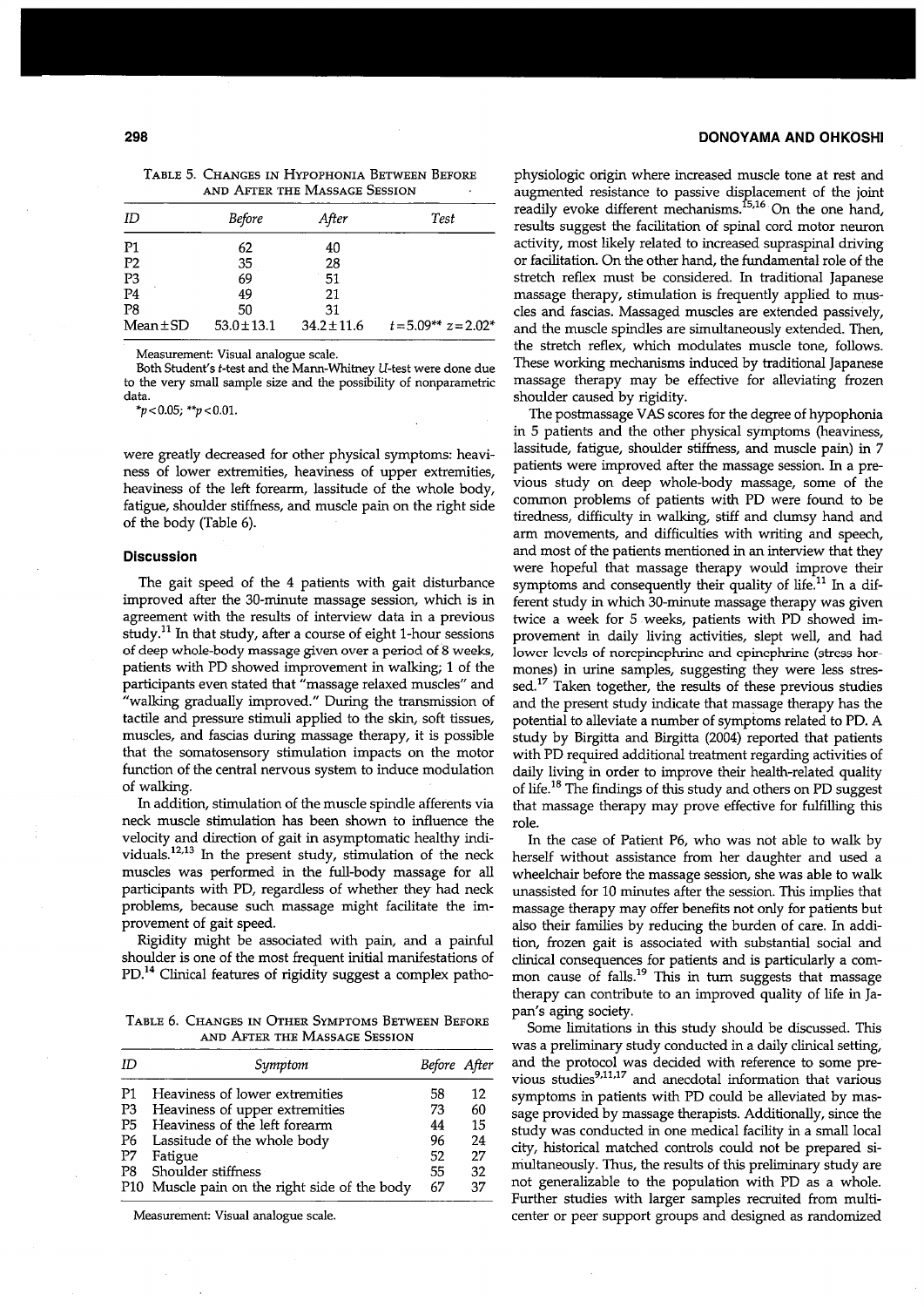Table 5. Changes in Hypophonia Between Before and After the Massage Session

| ID | Before | After | Test |
|---|---|---|---|
| P1 | 62 | 40 | |
| P2 | 35 | 28 | |
| P3 | 69 | 51 | |
| P4 | 49 | 21 | |
| P8 | 50 | 31 | |
| Mean ± SD | 53.0 ± 13.1 | 34.2 ± 11.6 | $t = 5.09^{**}$ $z = 2.02^{*}$ |

Measurement: Visual analogue scale.

Both Student's *t*-test and the Mann-Whitney *U*-test were done due to the very small sample size and the possibility of nonparametric data.

$^{*}p < 0.05$; $^{**}p < 0.01$.

were greatly decreased for other physical symptoms: heaviness of lower extremities, heaviness of upper extremities, heaviness of the left forearm, lassitude of the whole body, fatigue, shoulder stiffness, and muscle pain on the right side of the body (Table 6).

## Discussion

The gait speed of the 4 patients with gait disturbance improved after the 30-minute massage session, which is in agreement with the results of interview data in a previous study.[11] In that study, after a course of eight 1-hour sessions of deep whole-body massage given over a period of 8 weeks, patients with PD showed improvement in walking; 1 of the participants even stated that "massage relaxed muscles" and "walking gradually improved." During the transmission of tactile and pressure stimuli applied to the skin, soft tissues, muscles, and fascias during massage therapy, it is possible that the somatosensory stimulation impacts on the motor function of the central nervous system to induce modulation of walking.

In addition, stimulation of the muscle spindle afferents via neck muscle stimulation has been shown to influence the velocity and direction of gait in asymptomatic healthy individuals.[12,13] In the present study, stimulation of the neck muscles was performed in the full-body massage for all participants with PD, regardless of whether they had neck problems, because such massage might facilitate the improvement of gait speed.

Rigidity might be associated with pain, and a painful shoulder is one of the most frequent initial manifestations of PD.[14] Clinical features of rigidity suggest a complex pathophysiologic origin where increased muscle tone at rest and augmented resistance to passive displacement of the joint readily evoke different mechanisms.[15,16] On the one hand, results suggest the facilitation of spinal cord motor neuron activity, most likely related to increased supraspinal driving or facilitation. On the other hand, the fundamental role of the stretch reflex must be considered. In traditional Japanese massage therapy, stimulation is frequently applied to muscles and fascias. Massaged muscles are extended passively, and the muscle spindles are simultaneously extended. Then, the stretch reflex, which modulates muscle tone, follows. These working mechanisms induced by traditional Japanese massage therapy may be effective for alleviating frozen shoulder caused by rigidity.

Table 6. Changes in Other Symptoms Between Before and After the Massage Session

| ID | Symptom | Before | After |
|---|---|---|---|
| P1 | Heaviness of lower extremities | 58 | 12 |
| P3 | Heaviness of upper extremities | 73 | 60 |
| P5 | Heaviness of the left forearm | 44 | 15 |
| P6 | Lassitude of the whole body | 96 | 24 |
| P7 | Fatigue | 52 | 27 |
| P8 | Shoulder stiffness | 55 | 32 |
| P10 | Muscle pain on the right side of the body | 67 | 37 |

Measurement: Visual analogue scale.

The postmassage VAS scores for the degree of hypophonia in 5 patients and the other physical symptoms (heaviness, lassitude, fatigue, shoulder stiffness, and muscle pain) in 7 patients were improved after the massage session. In a previous study on deep whole-body massage, some of the common problems of patients with PD were found to be tiredness, difficulty in walking, stiff and clumsy hand and arm movements, and difficulties with writing and speech, and most of the patients mentioned in an interview that they were hopeful that massage therapy would improve their symptoms and consequently their quality of life.[11] In a different study in which 30-minute massage therapy was given twice a week for 5 weeks, patients with PD showed improvement in daily living activities, slept well, and had lower levels of norepinephrine and epinephrine (stress hormones) in urine samples, suggesting they were less stressed.[17] Taken together, the results of these previous studies and the present study indicate that massage therapy has the potential to alleviate a number of symptoms related to PD. A study by Birgitta and Birgitta (2004) reported that patients with PD required additional treatment regarding activities of daily living in order to improve their health-related quality of life.[18] The findings of this study and others on PD suggest that massage therapy may prove effective for fulfilling this role.

In the case of Patient P6, who was not able to walk by herself without assistance from her daughter and used a wheelchair before the massage session, she was able to walk unassisted for 10 minutes after the session. This implies that massage therapy may offer benefits not only for patients but also their families by reducing the burden of care. In addition, frozen gait is associated with substantial social and clinical consequences for patients and is particularly a common cause of falls.[19] This in turn suggests that massage therapy can contribute to an improved quality of life in Japan's aging society.

Some limitations in this study should be discussed. This was a preliminary study conducted in a daily clinical setting, and the protocol was decided with reference to some previous studies[9,11,17] and anecdotal information that various symptoms in patients with PD could be alleviated by massage provided by massage therapists. Additionally, since the study was conducted in one medical facility in a small local city, historical matched controls could not be prepared simultaneously. Thus, the results of this preliminary study are not generalizable to the population with PD as a whole. Further studies with larger samples recruited from multicenter or peer support groups and designed as randomized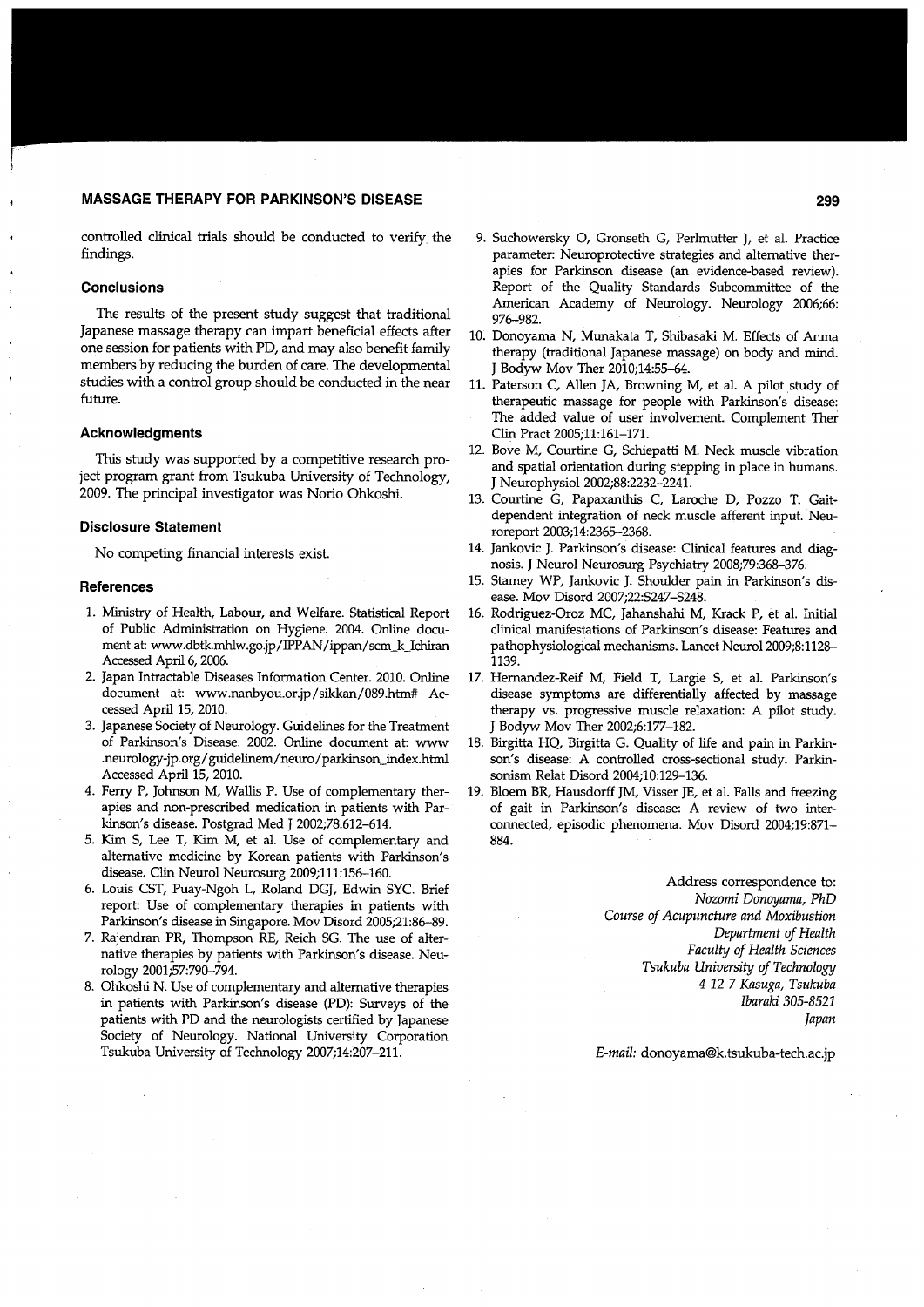controlled clinical trials should be conducted to verify the findings.

## Conclusions

The results of the present study suggest that traditional Japanese massage therapy can impart beneficial effects after one session for patients with PD, and may also benefit family members by reducing the burden of care. The developmental studies with a control group should be conducted in the near future.

## Acknowledgments

This study was supported by a competitive research project program grant from Tsukuba University of Technology, 2009. The principal investigator was Norio Ohkoshi.

## Disclosure Statement

No competing financial interests exist.

## References

1. Ministry of Health, Labour, and Welfare. Statistical Report of Public Administration on Hygiene. 2004. Online document at: www.dbtk.mhlw.go.jp/IPPAN/ippan/scm_k_Ichiran Accessed April 6, 2006.
2. Japan Intractable Diseases Information Center. 2010. Online document at: www.nanbyou.or.jp/sikkan/089.htm# Accessed April 15, 2010.
3. Japanese Society of Neurology. Guidelines for the Treatment of Parkinson's Disease. 2002. Online document at: www.neurology-jp.org/guidelinem/neuro/parkinson_index.html Accessed April 15, 2010.
4. Ferry P, Johnson M, Wallis P. Use of complementary therapies and non-prescribed medication in patients with Parkinson's disease. Postgrad Med J 2002;78:612–614.
5. Kim S, Lee T, Kim M, et al. Use of complementary and alternative medicine by Korean patients with Parkinson's disease. Clin Neurol Neurosurg 2009;111:156–160.
6. Louis CST, Puay-Ngoh L, Roland DGJ, Edwin SYC. Brief report: Use of complementary therapies in patients with Parkinson's disease in Singapore. Mov Disord 2005;21:86–89.
7. Rajendran PR, Thompson RE, Reich SG. The use of alternative therapies by patients with Parkinson's disease. Neurology 2001;57:790–794.
8. Ohkoshi N. Use of complementary and alternative therapies in patients with Parkinson's disease (PD): Surveys of the patients with PD and the neurologists certified by Japanese Society of Neurology. National University Corporation Tsukuba University of Technology 2007;14:207–211.
9. Suchowersky O, Gronseth G, Perlmutter J, et al. Practice parameter: Neuroprotective strategies and alternative therapies for Parkinson disease (an evidence-based review). Report of the Quality Standards Subcommittee of the American Academy of Neurology. Neurology 2006;66:976–982.
10. Donoyama N, Munakata T, Shibasaki M. Effects of Anma therapy (traditional Japanese massage) on body and mind. J Bodyw Mov Ther 2010;14:55–64.
11. Paterson C, Allen JA, Browning M, et al. A pilot study of therapeutic massage for people with Parkinson's disease: The added value of user involvement. Complement Ther Clin Pract 2005;11:161–171.
12. Bove M, Courtine G, Schiepatti M. Neck muscle vibration and spatial orientation during stepping in place in humans. J Neurophysiol 2002;88:2232–2241.
13. Courtine G, Papaxanthis C, Laroche D, Pozzo T. Gait-dependent integration of neck muscle afferent input. Neuroreport 2003;14:2365–2368.
14. Jankovic J. Parkinson's disease: Clinical features and diagnosis. J Neurol Neurosurg Psychiatry 2008;79:368–376.
15. Stamey WP, Jankovic J. Shoulder pain in Parkinson's disease. Mov Disord 2007;22:S247–S248.
16. Rodriguez-Oroz MC, Jahanshahi M, Krack P, et al. Initial clinical manifestations of Parkinson's disease: Features and pathophysiological mechanisms. Lancet Neurol 2009;8:1128–1139.
17. Hernandez-Reif M, Field T, Largie S, et al. Parkinson's disease symptoms are differentially affected by massage therapy vs. progressive muscle relaxation: A pilot study. J Bodyw Mov Ther 2002;6:177–182.
18. Birgitta HQ, Birgitta G. Quality of life and pain in Parkinson's disease: A controlled cross-sectional study. Parkinsonism Relat Disord 2004;10:129–136.
19. Bloem BR, Hausdorff JM, Visser JE, et al. Falls and freezing of gait in Parkinson's disease: A review of two interconnected, episodic phenomena. Mov Disord 2004;19:871–884.

Address correspondence to:
*Nozomi Donoyama, PhD*
*Course of Acupuncture and Moxibustion*
*Department of Health*
*Faculty of Health Sciences*
*Tsukuba University of Technology*
*4-12-7 Kasuga, Tsukuba*
*Ibaraki 305-8521*
*Japan*

*E-mail:* donoyama@k.tsukuba-tech.ac.jp